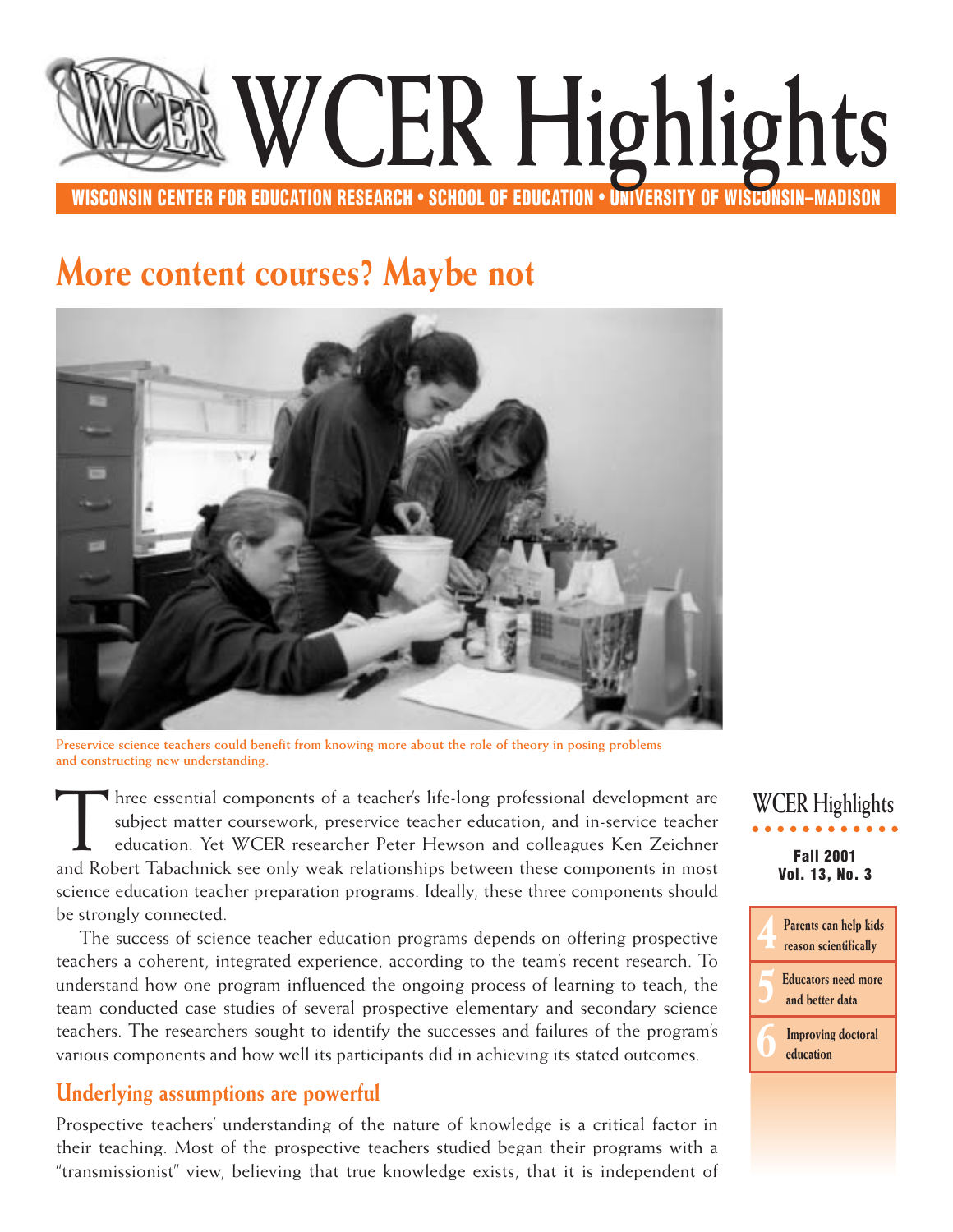# WCER Highlights

WISCONSIN CENTER FOR EDUCATION RESEARCH • SCHOOL OF EDUCATION • UNIVERSITY OF WISCONSIN–MADISON

## More content courses? Maybe not

Preservice science teachers could benefit from knowing more about the role of theory in posing problems and constructing new understanding.

Three essential components of a teacher's life-long professional development are subject matter coursework, preservice teacher education, and in-service teacher education. Yet WCER researcher Peter Hewson and colleagues Ken Zeichner and Robert Tabachnick see only weak relationships between these components in most science education teacher preparation programs. Ideally, these three components should be strongly connected.

The success of science teacher education programs depends on offering prospective teachers a coherent, integrated experience, according to the team's recent research. To understand how one program influenced the ongoing process of learning to teach, the team conducted case studies of several prospective elementary and secondary science teachers. The researchers sought to identify the successes and failures of the program's various components and how well its participants did in achieving its stated outcomes.

### Underlying assumptions are powerful

Prospective teachers' understanding of the nature of knowledge is a critical factor in their teaching. Most of the prospective teachers studied began their programs with a "transmissionist" view, believing that true knowledge exists, that it is independent of

WCER Highlights

**Fall 2001**
**Vol. 13, No. 3**

4 Parents can help kids reason scientifically

5 Educators need more and better data

6 Improving doctoral education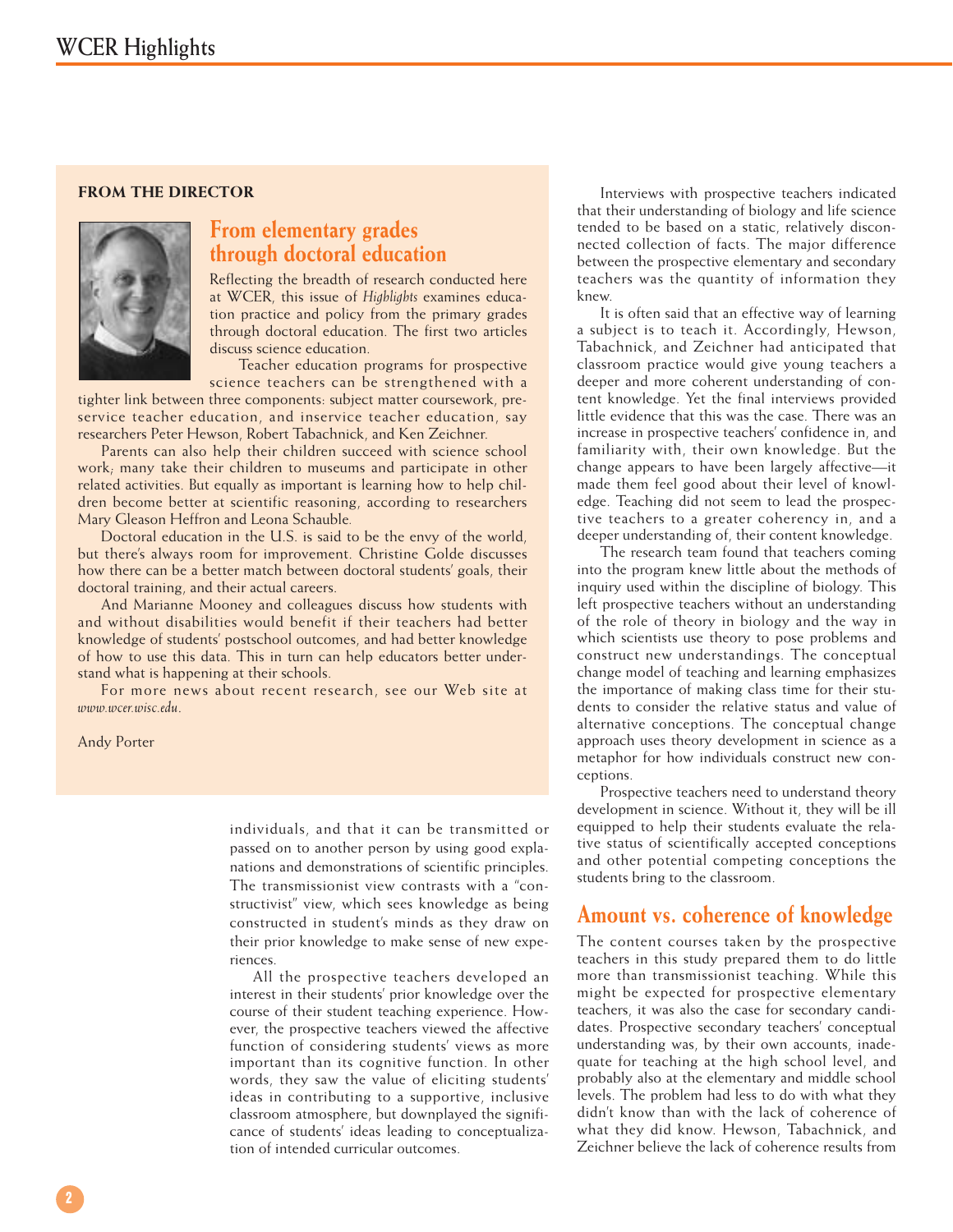**FROM THE DIRECTOR**

## From elementary grades through doctoral education

Reflecting the breadth of research conducted here at WCER, this issue of *Highlights* examines education practice and policy from the primary grades through doctoral education. The first two articles discuss science education.

Teacher education programs for prospective science teachers can be strengthened with a tighter link between three components: subject matter coursework, preservice teacher education, and inservice teacher education, say researchers Peter Hewson, Robert Tabachnick, and Ken Zeichner.

Parents can also help their children succeed with science school work; many take their children to museums and participate in other related activities. But equally as important is learning how to help children become better at scientific reasoning, according to researchers Mary Gleason Heffron and Leona Schauble.

Doctoral education in the U.S. is said to be the envy of the world, but there's always room for improvement. Christine Golde discusses how there can be a better match between doctoral students' goals, their doctoral training, and their actual careers.

And Marianne Mooney and colleagues discuss how students with and without disabilities would benefit if their teachers had better knowledge of students' postschool outcomes, and had better knowledge of how to use this data. This in turn can help educators better understand what is happening at their schools.

For more news about recent research, see our Web site at *www.wcer.wisc.edu*.

Andy Porter

---

individuals, and that it can be transmitted or passed on to another person by using good explanations and demonstrations of scientific principles. The transmissionist view contrasts with a "constructivist" view, which sees knowledge as being constructed in student's minds as they draw on their prior knowledge to make sense of new experiences.

All the prospective teachers developed an interest in their students' prior knowledge over the course of their student teaching experience. However, the prospective teachers viewed the affective function of considering students' views as more important than its cognitive function. In other words, they saw the value of eliciting students' ideas in contributing to a supportive, inclusive classroom atmosphere, but downplayed the significance of students' ideas leading to conceptualization of intended curricular outcomes.

Interviews with prospective teachers indicated that their understanding of biology and life science tended to be based on a static, relatively disconnected collection of facts. The major difference between the prospective elementary and secondary teachers was the quantity of information they knew.

It is often said that an effective way of learning a subject is to teach it. Accordingly, Hewson, Tabachnick, and Zeichner had anticipated that classroom practice would give young teachers a deeper and more coherent understanding of content knowledge. Yet the final interviews provided little evidence that this was the case. There was an increase in prospective teachers' confidence in, and familiarity with, their own knowledge. But the change appears to have been largely affective—it made them feel good about their level of knowledge. Teaching did not seem to lead the prospective teachers to a greater coherency in, and a deeper understanding of, their content knowledge.

The research team found that teachers coming into the program knew little about the methods of inquiry used within the discipline of biology. This left prospective teachers without an understanding of the role of theory in biology and the way in which scientists use theory to pose problems and construct new understandings. The conceptual change model of teaching and learning emphasizes the importance of making class time for their students to consider the relative status and value of alternative conceptions. The conceptual change approach uses theory development in science as a metaphor for how individuals construct new conceptions.

Prospective teachers need to understand theory development in science. Without it, they will be ill equipped to help their students evaluate the relative status of scientifically accepted conceptions and other potential competing conceptions the students bring to the classroom.

## Amount vs. coherence of knowledge

The content courses taken by the prospective teachers in this study prepared them to do little more than transmissionist teaching. While this might be expected for prospective elementary teachers, it was also the case for secondary candidates. Prospective secondary teachers' conceptual understanding was, by their own accounts, inadequate for teaching at the high school level, and probably also at the elementary and middle school levels. The problem had less to do with what they didn't know than with the lack of coherence of what they did know. Hewson, Tabachnick, and Zeichner believe the lack of coherence results from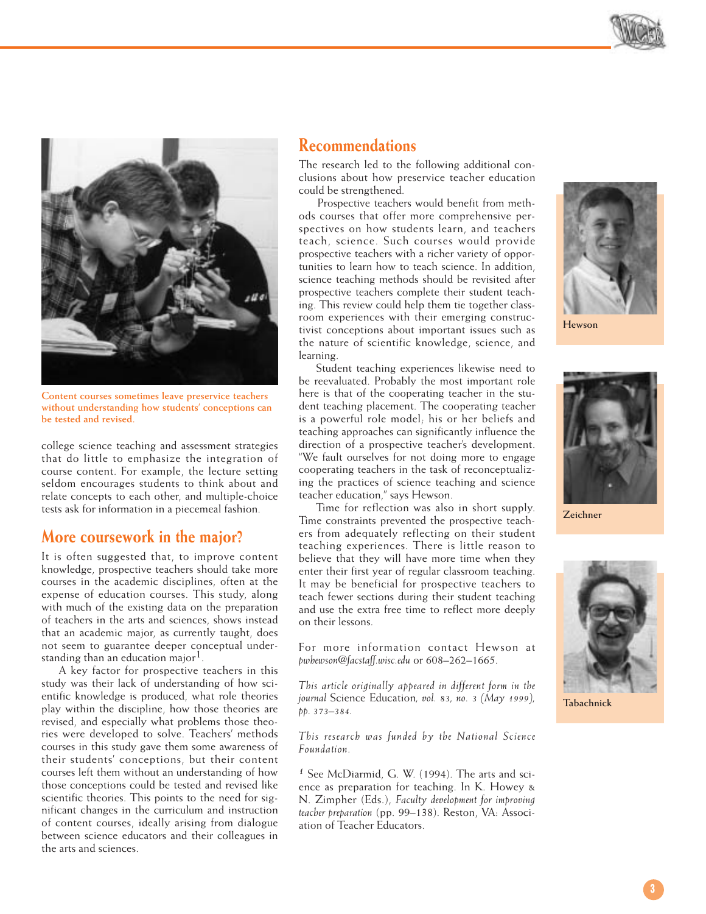Content courses sometimes leave preservice teachers without understanding how students' conceptions can be tested and revised.

college science teaching and assessment strategies that do little to emphasize the integration of course content. For example, the lecture setting seldom encourages students to think about and relate concepts to each other, and multiple-choice tests ask for information in a piecemeal fashion.

## More coursework in the major?

It is often suggested that, to improve content knowledge, prospective teachers should take more courses in the academic disciplines, often at the expense of education courses. This study, along with much of the existing data on the preparation of teachers in the arts and sciences, shows instead that an academic major, as currently taught, does not seem to guarantee deeper conceptual understanding than an education major[1].

A key factor for prospective teachers in this study was their lack of understanding of how scientific knowledge is produced, what role theories play within the discipline, how those theories are revised, and especially what problems those theories were developed to solve. Teachers' methods courses in this study gave them some awareness of their students' conceptions, but their content courses left them without an understanding of how those conceptions could be tested and revised like scientific theories. This points to the need for significant changes in the curriculum and instruction of content courses, ideally arising from dialogue between science educators and their colleagues in the arts and sciences.

## Recommendations

The research led to the following additional conclusions about how preservice teacher education could be strengthened.

Prospective teachers would benefit from methods courses that offer more comprehensive perspectives on how students learn, and teachers teach, science. Such courses would provide prospective teachers with a richer variety of opportunities to learn how to teach science. In addition, science teaching methods should be revisited after prospective teachers complete their student teaching. This review could help them tie together classroom experiences with their emerging constructivist conceptions about important issues such as the nature of scientific knowledge, science, and learning.

Student teaching experiences likewise need to be reevaluated. Probably the most important role here is that of the cooperating teacher in the student teaching placement. The cooperating teacher is a powerful role model; his or her beliefs and teaching approaches can significantly influence the direction of a prospective teacher's development. "We fault ourselves for not doing more to engage cooperating teachers in the task of reconceptualizing the practices of science teaching and science teacher education," says Hewson.

Time for reflection was also in short supply. Time constraints prevented the prospective teachers from adequately reflecting on their student teaching experiences. There is little reason to believe that they will have more time when they enter their first year of regular classroom teaching. It may be beneficial for prospective teachers to teach fewer sections during their student teaching and use the extra free time to reflect more deeply on their lessons.

For more information contact Hewson at *pwhewson@facstaff.wisc.edu* or 608–262–1665.

*This article originally appeared in different form in the journal* Science Education, *vol. 83, no. 3 (May 1999), pp. 373–384.*

*This research was funded by the National Science Foundation.*

[1] See McDiarmid, G. W. (1994). The arts and science as preparation for teaching. In K. Howey & N. Zimpher (Eds.), *Faculty development for improving teacher preparation* (pp. 99–138). Reston, VA: Association of Teacher Educators.

Hewson

Zeichner

Tabachnick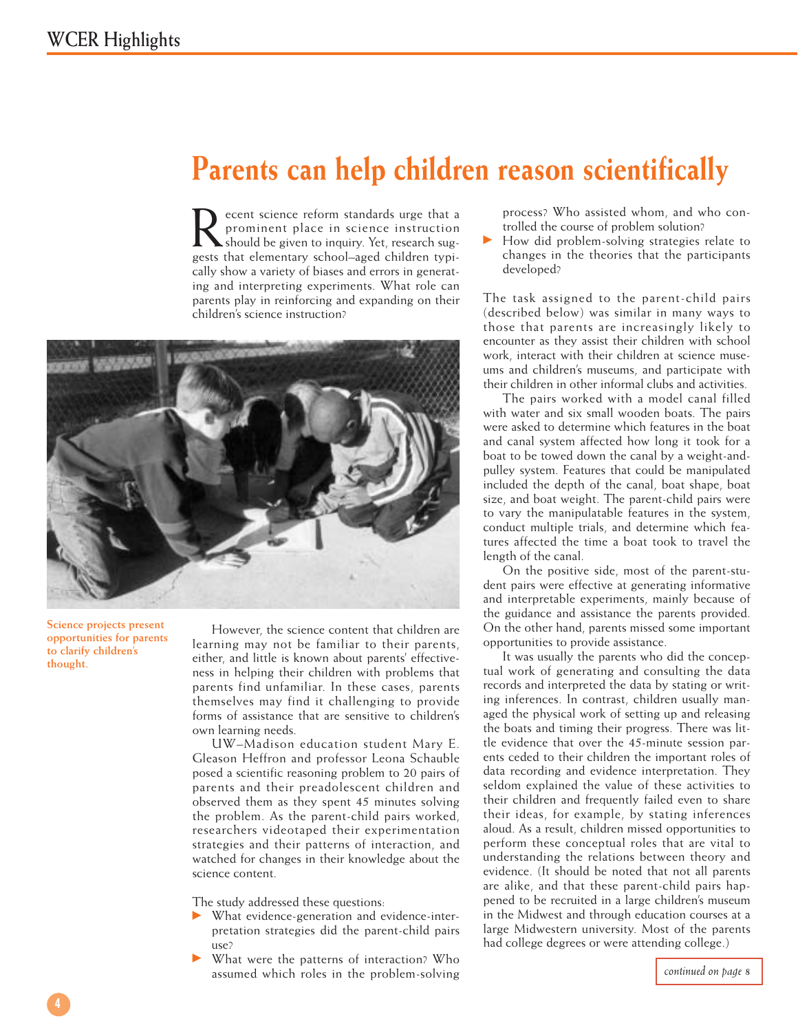# Parents can help children reason scientifically

Recent science reform standards urge that a prominent place in science instruction should be given to inquiry. Yet, research suggests that elementary school–aged children typically show a variety of biases and errors in generating and interpreting experiments. What role can parents play in reinforcing and expanding on their children's science instruction?

Science projects present opportunities for parents to clarify children's thought.

However, the science content that children are learning may not be familiar to their parents, either, and little is known about parents' effectiveness in helping their children with problems that parents find unfamiliar. In these cases, parents themselves may find it challenging to provide forms of assistance that are sensitive to children's own learning needs.

UW–Madison education student Mary E. Gleason Heffron and professor Leona Schauble posed a scientific reasoning problem to 20 pairs of parents and their preadolescent children and observed them as they spent 45 minutes solving the problem. As the parent-child pairs worked, researchers videotaped their experimentation strategies and their patterns of interaction, and watched for changes in their knowledge about the science content.

The study addressed these questions:

- What evidence-generation and evidence-interpretation strategies did the parent-child pairs use?
- What were the patterns of interaction? Who assumed which roles in the problem-solving process? Who assisted whom, and who controlled the course of problem solution?
- How did problem-solving strategies relate to changes in the theories that the participants developed?

The task assigned to the parent-child pairs (described below) was similar in many ways to those that parents are increasingly likely to encounter as they assist their children with school work, interact with their children at science museums and children's museums, and participate with their children in other informal clubs and activities.

The pairs worked with a model canal filled with water and six small wooden boats. The pairs were asked to determine which features in the boat and canal system affected how long it took for a boat to be towed down the canal by a weight-and-pulley system. Features that could be manipulated included the depth of the canal, boat shape, boat size, and boat weight. The parent-child pairs were to vary the manipulatable features in the system, conduct multiple trials, and determine which features affected the time a boat took to travel the length of the canal.

On the positive side, most of the parent-student pairs were effective at generating informative and interpretable experiments, mainly because of the guidance and assistance the parents provided. On the other hand, parents missed some important opportunities to provide assistance.

It was usually the parents who did the conceptual work of generating and consulting the data records and interpreted the data by stating or writing inferences. In contrast, children usually managed the physical work of setting up and releasing the boats and timing their progress. There was little evidence that over the 45-minute session parents ceded to their children the important roles of data recording and evidence interpretation. They seldom explained the value of these activities to their children and frequently failed even to share their ideas, for example, by stating inferences aloud. As a result, children missed opportunities to perform these conceptual roles that are vital to understanding the relations between theory and evidence. (It should be noted that not all parents are alike, and that these parent-child pairs happened to be recruited in a large children's museum in the Midwest and through education courses at a large Midwestern university. Most of the parents had college degrees or were attending college.)

*continued on page 8*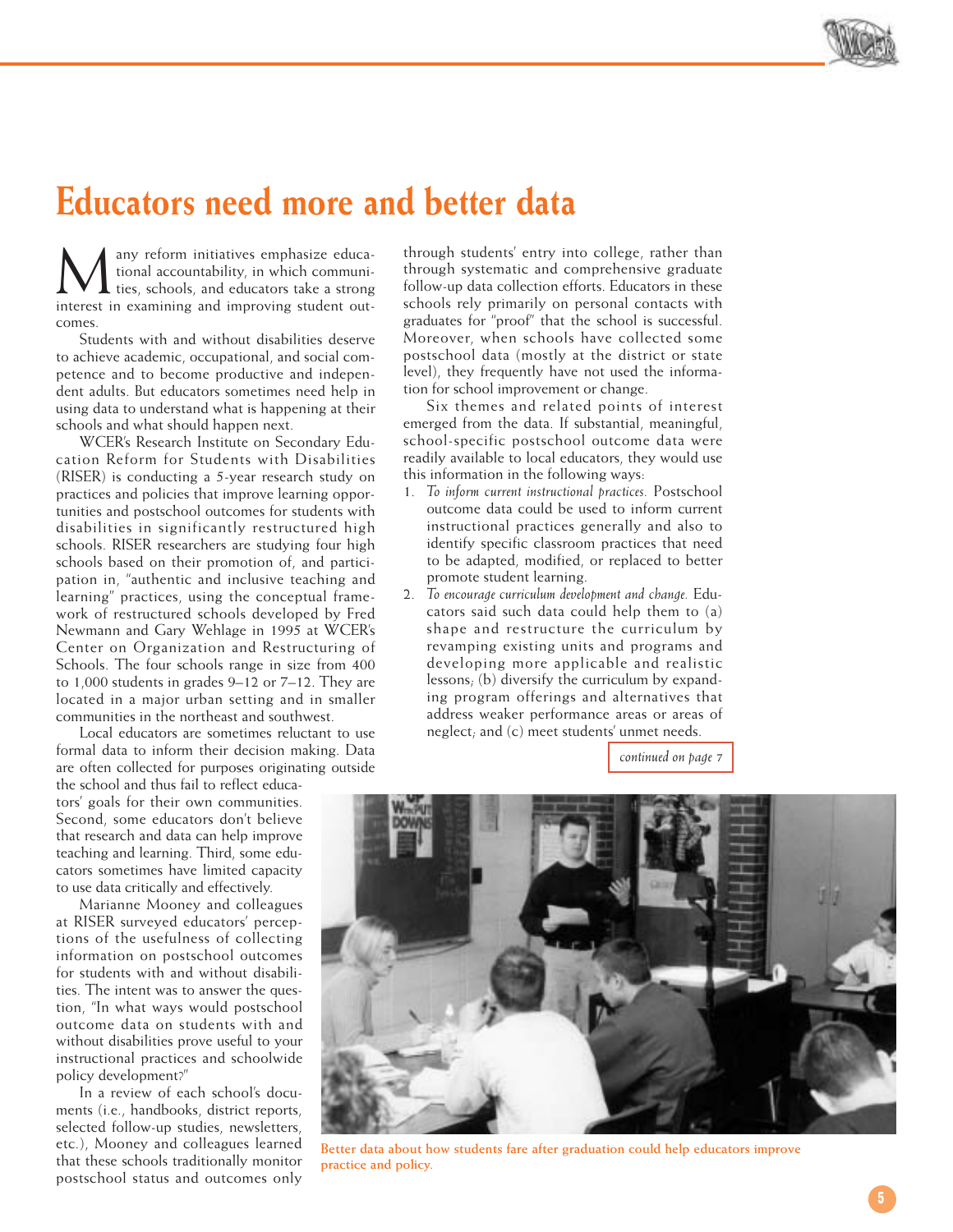# Educators need more and better data

Many reform initiatives emphasize educational accountability, in which communities, schools, and educators take a strong interest in examining and improving student outcomes.

Students with and without disabilities deserve to achieve academic, occupational, and social competence and to become productive and independent adults. But educators sometimes need help in using data to understand what is happening at their schools and what should happen next.

WCER's Research Institute on Secondary Education Reform for Students with Disabilities (RISER) is conducting a 5-year research study on practices and policies that improve learning opportunities and postschool outcomes for students with disabilities in significantly restructured high schools. RISER researchers are studying four high schools based on their promotion of, and participation in, "authentic and inclusive teaching and learning" practices, using the conceptual framework of restructured schools developed by Fred Newmann and Gary Wehlage in 1995 at WCER's Center on Organization and Restructuring of Schools. The four schools range in size from 400 to 1,000 students in grades 9–12 or 7–12. They are located in a major urban setting and in smaller communities in the northeast and southwest.

Local educators are sometimes reluctant to use formal data to inform their decision making. Data are often collected for purposes originating outside the school and thus fail to reflect educators' goals for their own communities. Second, some educators don't believe that research and data can help improve teaching and learning. Third, some educators sometimes have limited capacity to use data critically and effectively.

Marianne Mooney and colleagues at RISER surveyed educators' perceptions of the usefulness of collecting information on postschool outcomes for students with and without disabilities. The intent was to answer the question, "In what ways would postschool outcome data on students with and without disabilities prove useful to your instructional practices and schoolwide policy development?"

In a review of each school's documents (i.e., handbooks, district reports, selected follow-up studies, newsletters, etc.), Mooney and colleagues learned that these schools traditionally monitor postschool status and outcomes only through students' entry into college, rather than through systematic and comprehensive graduate follow-up data collection efforts. Educators in these schools rely primarily on personal contacts with graduates for "proof" that the school is successful. Moreover, when schools have collected some postschool data (mostly at the district or state level), they frequently have not used the information for school improvement or change.

Six themes and related points of interest emerged from the data. If substantial, meaningful, school-specific postschool outcome data were readily available to local educators, they would use this information in the following ways:

1. *To inform current instructional practices.* Postschool outcome data could be used to inform current instructional practices generally and also to identify specific classroom practices that need to be adapted, modified, or replaced to better promote student learning.
2. *To encourage curriculum development and change.* Educators said such data could help them to (a) shape and restructure the curriculum by revamping existing units and programs and developing more applicable and realistic lessons; (b) diversify the curriculum by expanding program offerings and alternatives that address weaker performance areas or areas of neglect; and (c) meet students' unmet needs.

*continued on page 7*

Better data about how students fare after graduation could help educators improve practice and policy.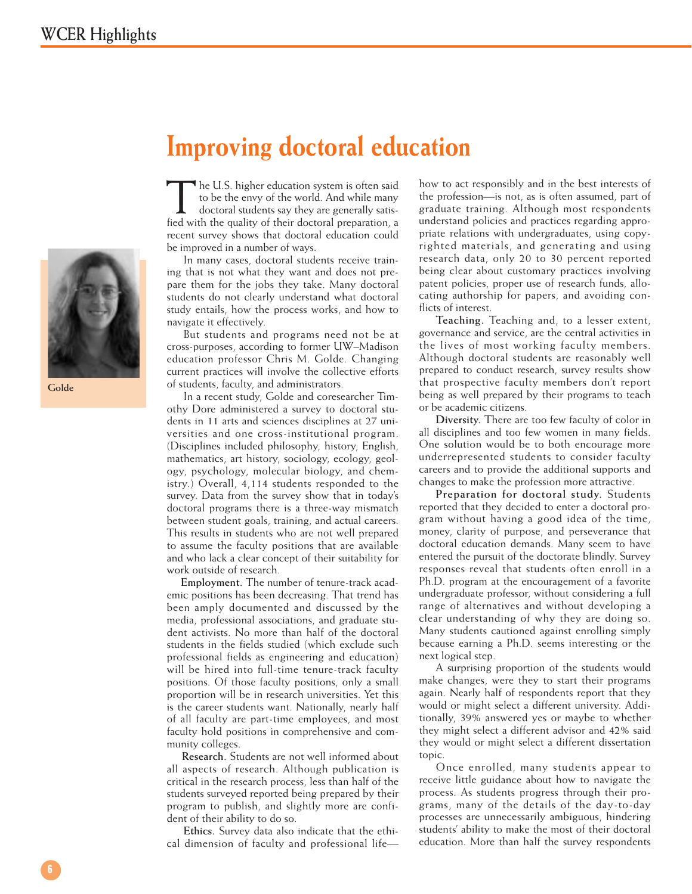# Improving doctoral education

Golde

The U.S. higher education system is often said to be the envy of the world. And while many doctoral students say they are generally satisfied with the quality of their doctoral preparation, a recent survey shows that doctoral education could be improved in a number of ways.

In many cases, doctoral students receive training that is not what they want and does not prepare them for the jobs they take. Many doctoral students do not clearly understand what doctoral study entails, how the process works, and how to navigate it effectively.

But students and programs need not be at cross-purposes, according to former UW–Madison education professor Chris M. Golde. Changing current practices will involve the collective efforts of students, faculty, and administrators.

In a recent study, Golde and coresearcher Timothy Dore administered a survey to doctoral students in 11 arts and sciences disciplines at 27 universities and one cross-institutional program. (Disciplines included philosophy, history, English, mathematics, art history, sociology, ecology, geology, psychology, molecular biology, and chemistry.) Overall, 4,114 students responded to the survey. Data from the survey show that in today's doctoral programs there is a three-way mismatch between student goals, training, and actual careers. This results in students who are not well prepared to assume the faculty positions that are available and who lack a clear concept of their suitability for work outside of research.

**Employment.** The number of tenure-track academic positions has been decreasing. That trend has been amply documented and discussed by the media, professional associations, and graduate student activists. No more than half of the doctoral students in the fields studied (which exclude such professional fields as engineering and education) will be hired into full-time tenure-track faculty positions. Of those faculty positions, only a small proportion will be in research universities. Yet this is the career students want. Nationally, nearly half of all faculty are part-time employees, and most faculty hold positions in comprehensive and community colleges.

**Research.** Students are not well informed about all aspects of research. Although publication is critical in the research process, less than half of the students surveyed reported being prepared by their program to publish, and slightly more are confident of their ability to do so.

**Ethics.** Survey data also indicate that the ethical dimension of faculty and professional life—how to act responsibly and in the best interests of the profession—is not, as is often assumed, part of graduate training. Although most respondents understand policies and practices regarding appropriate relations with undergraduates, using copyrighted materials, and generating and using research data, only 20 to 30 percent reported being clear about customary practices involving patent policies, proper use of research funds, allocating authorship for papers, and avoiding conflicts of interest.

**Teaching.** Teaching and, to a lesser extent, governance and service, are the central activities in the lives of most working faculty members. Although doctoral students are reasonably well prepared to conduct research, survey results show that prospective faculty members don't report being as well prepared by their programs to teach or be academic citizens.

**Diversity.** There are too few faculty of color in all disciplines and too few women in many fields. One solution would be to both encourage more underrepresented students to consider faculty careers and to provide the additional supports and changes to make the profession more attractive.

**Preparation for doctoral study.** Students reported that they decided to enter a doctoral program without having a good idea of the time, money, clarity of purpose, and perseverance that doctoral education demands. Many seem to have entered the pursuit of the doctorate blindly. Survey responses reveal that students often enroll in a Ph.D. program at the encouragement of a favorite undergraduate professor, without considering a full range of alternatives and without developing a clear understanding of why they are doing so. Many students cautioned against enrolling simply because earning a Ph.D. seems interesting or the next logical step.

A surprising proportion of the students would make changes, were they to start their programs again. Nearly half of respondents report that they would or might select a different university. Additionally, 39% answered yes or maybe to whether they might select a different advisor and 42% said they would or might select a different dissertation topic.

Once enrolled, many students appear to receive little guidance about how to navigate the process. As students progress through their programs, many of the details of the day-to-day processes are unnecessarily ambiguous, hindering students' ability to make the most of their doctoral education. More than half the survey respondents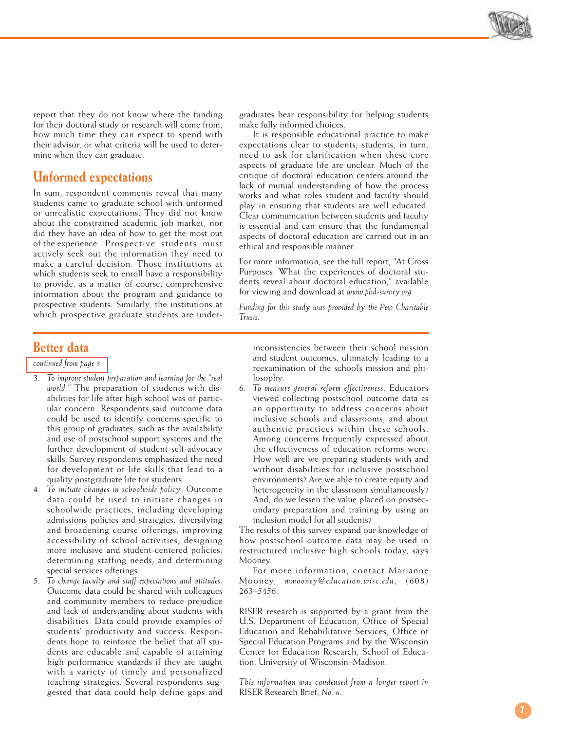report that they do not know where the funding for their doctoral study or research will come from, how much time they can expect to spend with their advisor, or what criteria will be used to determine when they can graduate.

## Unformed expectations

In sum, respondent comments reveal that many students came to graduate school with unformed or unrealistic expectations. They did not know about the constrained academic job market, nor did they have an idea of how to get the most out of the experience. Prospective students must actively seek out the information they need to make a careful decision. Those institutions at which students seek to enroll have a responsibility to provide, as a matter of course, comprehensive information about the program and guidance to prospective students. Similarly, the institutions at which prospective graduate students are undergraduates bear responsibility for helping students make fully informed choices.

It is responsible educational practice to make expectations clear to students; students, in turn, need to ask for clarification when these core aspects of graduate life are unclear. Much of the critique of doctoral education centers around the lack of mutual understanding of how the process works and what roles student and faculty should play in ensuring that students are well educated. Clear communication between students and faculty is essential and can ensure that the fundamental aspects of doctoral education are carried out in an ethical and responsible manner.

For more information, see the full report, "At Cross Purposes: What the experiences of doctoral students reveal about doctoral education," available for viewing and download at *www.phd-survey.org*.

*Funding for this study was provided by the Pew Charitable Trusts.*

## Better data

*continued from page 5*

3. *To improve student preparation and learning for the "real world."* The preparation of students with disabilities for life after high school was of particular concern. Respondents said outcome data could be used to identify concerns specific to this group of graduates, such as the availability and use of postschool support systems and the further development of student self-advocacy skills. Survey respondents emphasized the need for development of life skills that lead to a quality postgraduate life for students.
4. *To initiate changes in schoolwide policy.* Outcome data could be used to initiate changes in schoolwide practices, including developing admissions policies and strategies; diversifying and broadening course offerings; improving accessibility of school activities; designing more inclusive and student-centered policies; determining staffing needs; and determining special services offerings.
5. *To change faculty and staff expectations and attitudes.* Outcome data could be shared with colleagues and community members to reduce prejudice and lack of understanding about students with disabilities. Data could provide examples of students' productivity and success. Respondents hope to reinforce the belief that all students are educable and capable of attaining high performance standards if they are taught with a variety of timely and personalized teaching strategies. Several respondents suggested that data could help define gaps and inconsistencies between their school mission and student outcomes, ultimately leading to a reexamination of the school's mission and philosophy.
6. *To measure general reform effectiveness.* Educators viewed collecting postschool outcome data as an opportunity to address concerns about inclusive schools and classrooms, and about authentic practices within these schools. Among concerns frequently expressed about the effectiveness of education reforms were: How well are we preparing students with and without disabilities for inclusive postschool environments? Are we able to create equity and heterogeneity in the classroom simultaneously? And, do we lessen the value placed on postsecondary preparation and training by using an inclusion model for all students?

The results of this survey expand our knowledge of how postschool outcome data may be used in restructured inclusive high schools today, says Mooney.

For more information, contact Marianne Mooney, *mmooney@education.wisc.edu*, (608) 263–5456.

RISER research is supported by a grant from the U.S. Department of Education, Office of Special Education and Rehabilitative Services, Office of Special Education Programs and by the Wisconsin Center for Education Research, School of Education, University of Wisconsin–Madison.

*This information was condensed from a longer report in* RISER Research Brief, *No. 6.*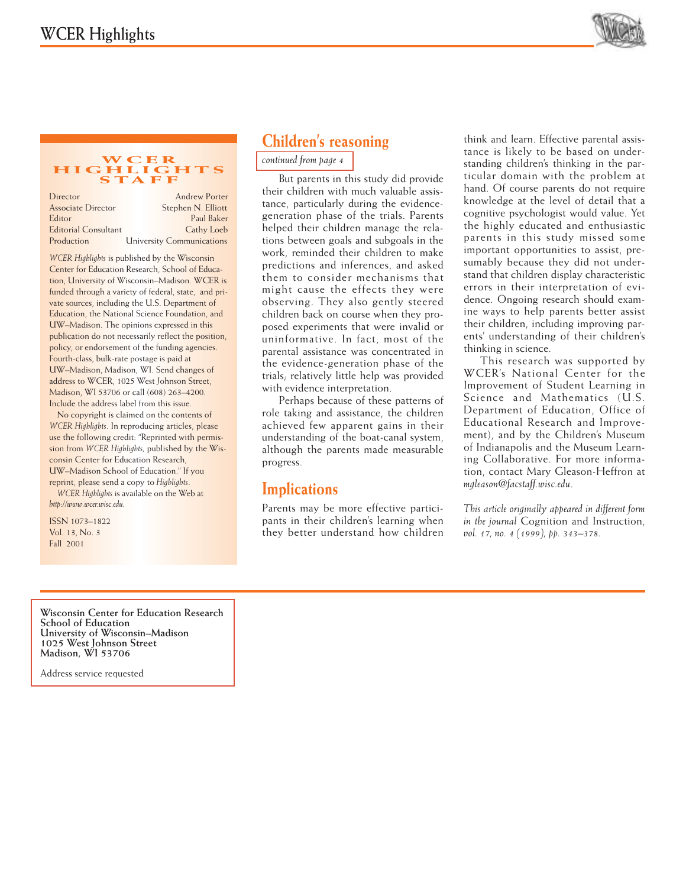## WCER HIGHLIGHTS STAFF

| | |
|---|---|
| Director | Andrew Porter |
| Associate Director | Stephen N. Elliott |
| Editor | Paul Baker |
| Editorial Consultant | Cathy Loeb |
| Production | University Communications |

*WCER Highlights* is published by the Wisconsin Center for Education Research, School of Education, University of Wisconsin–Madison. WCER is funded through a variety of federal, state, and private sources, including the U.S. Department of Education, the National Science Foundation, and UW–Madison. The opinions expressed in this publication do not necessarily reflect the position, policy, or endorsement of the funding agencies. Fourth-class, bulk-rate postage is paid at UW–Madison, Madison, WI. Send changes of address to WCER, 1025 West Johnson Street, Madison, WI 53706 or call (608) 263–4200. Include the address label from this issue.

No copyright is claimed on the contents of *WCER Highlights*. In reproducing articles, please use the following credit: "Reprinted with permission from *WCER Highlights*, published by the Wisconsin Center for Education Research, UW–Madison School of Education." If you reprint, please send a copy to *Highlights*.

*WCER Highlights* is available on the Web at *http://www.wcer.wisc.edu.*

ISSN 1073–1822
Vol. 13, No. 3
Fall 2001

## Children's reasoning

*continued from page 4*

But parents in this study did provide their children with much valuable assistance, particularly during the evidence-generation phase of the trials. Parents helped their children manage the relations between goals and subgoals in the work, reminded their children to make predictions and inferences, and asked them to consider mechanisms that might cause the effects they were observing. They also gently steered children back on course when they proposed experiments that were invalid or uninformative. In fact, most of the parental assistance was concentrated in the evidence-generation phase of the trials; relatively little help was provided with evidence interpretation.

Perhaps because of these patterns of role taking and assistance, the children achieved few apparent gains in their understanding of the boat-canal system, although the parents made measurable progress.

## Implications

Parents may be more effective participants in their children's learning when they better understand how children think and learn. Effective parental assistance is likely to be based on understanding children's thinking in the particular domain with the problem at hand. Of course parents do not require knowledge at the level of detail that a cognitive psychologist would value. Yet the highly educated and enthusiastic parents in this study missed some important opportunities to assist, presumably because they did not understand that children display characteristic errors in their interpretation of evidence. Ongoing research should examine ways to help parents better assist their children, including improving parents' understanding of their children's thinking in science.

This research was supported by WCER's National Center for the Improvement of Student Learning in Science and Mathematics (U.S. Department of Education, Office of Educational Research and Improvement), and by the Children's Museum of Indianapolis and the Museum Learning Collaborative. For more information, contact Mary Gleason-Heffron at *mgleason@facstaff.wisc.edu*.

*This article originally appeared in different form in the journal* Cognition and Instruction, *vol. 17, no. 4 (1999), pp. 343–378.*

**Wisconsin Center for Education Research**
**School of Education**
**University of Wisconsin–Madison**
**1025 West Johnson Street**
**Madison, WI 53706**

Address service requested